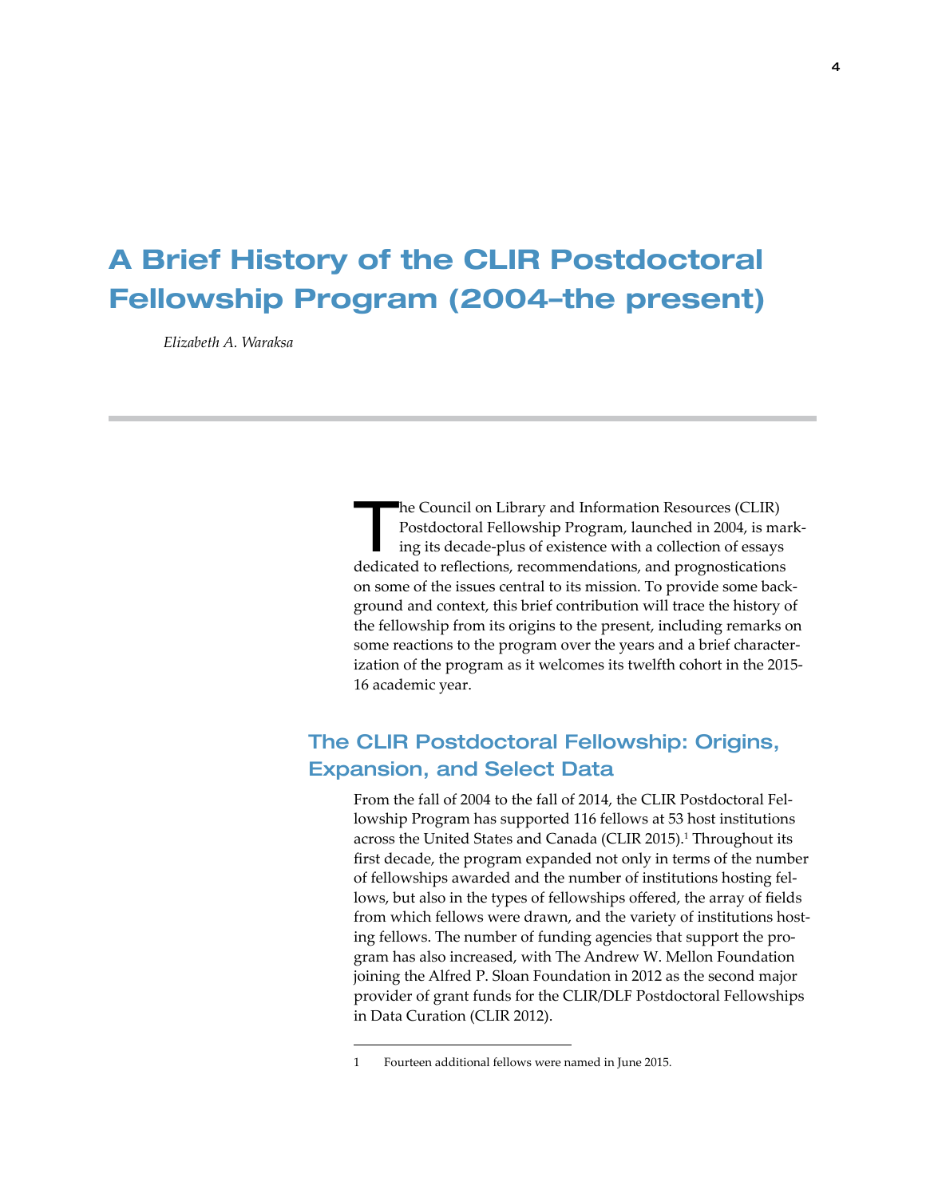# A Brief History of the CLIR Postdoctoral Fellowship Program (2004–the present)

*Elizabeth A. Waraksa*

The Council on Library and Information Resources (CLIR) Postdoctoral Fellowship Program, launched in 2004, is marking its decade-plus of existence with a collection of essays dedicated to reflections, recommendations, and prognostications on some of the issues central to its mission. To provide some background and context, this brief contribution will trace the history of the fellowship from its origins to the present, including remarks on some reactions to the program over the years and a brief characterization of the program as it welcomes its twelfth cohort in the 2015-16 academic year.

## The CLIR Postdoctoral Fellowship: Origins, Expansion, and Select Data

From the fall of 2004 to the fall of 2014, the CLIR Postdoctoral Fellowship Program has supported 116 fellows at 53 host institutions across the United States and Canada (CLIR 2015).[1] Throughout its first decade, the program expanded not only in terms of the number of fellowships awarded and the number of institutions hosting fellows, but also in the types of fellowships offered, the array of fields from which fellows were drawn, and the variety of institutions hosting fellows. The number of funding agencies that support the program has also increased, with The Andrew W. Mellon Foundation joining the Alfred P. Sloan Foundation in 2012 as the second major provider of grant funds for the CLIR/DLF Postdoctoral Fellowships in Data Curation (CLIR 2012).

---

1 Fourteen additional fellows were named in June 2015.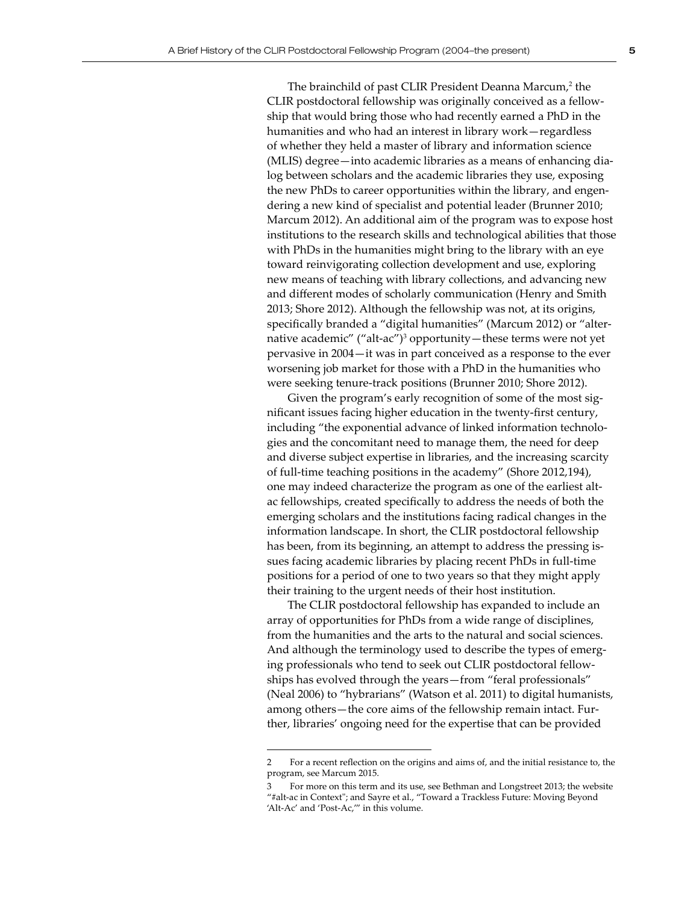The brainchild of past CLIR President Deanna Marcum,[2] the CLIR postdoctoral fellowship was originally conceived as a fellowship that would bring those who had recently earned a PhD in the humanities and who had an interest in library work—regardless of whether they held a master of library and information science (MLIS) degree—into academic libraries as a means of enhancing dialog between scholars and the academic libraries they use, exposing the new PhDs to career opportunities within the library, and engendering a new kind of specialist and potential leader (Brunner 2010; Marcum 2012). An additional aim of the program was to expose host institutions to the research skills and technological abilities that those with PhDs in the humanities might bring to the library with an eye toward reinvigorating collection development and use, exploring new means of teaching with library collections, and advancing new and different modes of scholarly communication (Henry and Smith 2013; Shore 2012). Although the fellowship was not, at its origins, specifically branded a "digital humanities" (Marcum 2012) or "alternative academic" ("alt-ac")[3] opportunity—these terms were not yet pervasive in 2004—it was in part conceived as a response to the ever worsening job market for those with a PhD in the humanities who were seeking tenure-track positions (Brunner 2010; Shore 2012).

Given the program's early recognition of some of the most significant issues facing higher education in the twenty-first century, including "the exponential advance of linked information technologies and the concomitant need to manage them, the need for deep and diverse subject expertise in libraries, and the increasing scarcity of full-time teaching positions in the academy" (Shore 2012,194), one may indeed characterize the program as one of the earliest alt-ac fellowships, created specifically to address the needs of both the emerging scholars and the institutions facing radical changes in the information landscape. In short, the CLIR postdoctoral fellowship has been, from its beginning, an attempt to address the pressing issues facing academic libraries by placing recent PhDs in full-time positions for a period of one to two years so that they might apply their training to the urgent needs of their host institution.

The CLIR postdoctoral fellowship has expanded to include an array of opportunities for PhDs from a wide range of disciplines, from the humanities and the arts to the natural and social sciences. And although the terminology used to describe the types of emerging professionals who tend to seek out CLIR postdoctoral fellowships has evolved through the years—from "feral professionals" (Neal 2006) to "hybrarians" (Watson et al. 2011) to digital humanists, among others—the core aims of the fellowship remain intact. Further, libraries' ongoing need for the expertise that can be provided

---

2 For a recent reflection on the origins and aims of, and the initial resistance to, the program, see Marcum 2015.

3 For more on this term and its use, see Bethman and Longstreet 2013; the website "#alt-ac in Context"; and Sayre et al., "Toward a Trackless Future: Moving Beyond 'Alt-Ac' and 'Post-Ac,'" in this volume.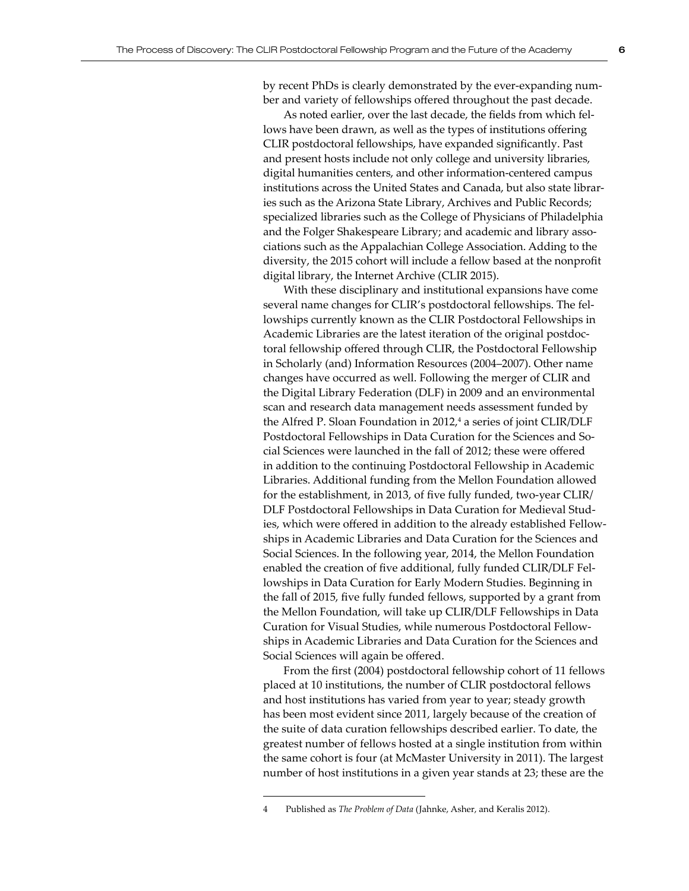by recent PhDs is clearly demonstrated by the ever-expanding number and variety of fellowships offered throughout the past decade.

As noted earlier, over the last decade, the fields from which fellows have been drawn, as well as the types of institutions offering CLIR postdoctoral fellowships, have expanded significantly. Past and present hosts include not only college and university libraries, digital humanities centers, and other information-centered campus institutions across the United States and Canada, but also state libraries such as the Arizona State Library, Archives and Public Records; specialized libraries such as the College of Physicians of Philadelphia and the Folger Shakespeare Library; and academic and library associations such as the Appalachian College Association. Adding to the diversity, the 2015 cohort will include a fellow based at the nonprofit digital library, the Internet Archive (CLIR 2015).

With these disciplinary and institutional expansions have come several name changes for CLIR's postdoctoral fellowships. The fellowships currently known as the CLIR Postdoctoral Fellowships in Academic Libraries are the latest iteration of the original postdoctoral fellowship offered through CLIR, the Postdoctoral Fellowship in Scholarly (and) Information Resources (2004–2007). Other name changes have occurred as well. Following the merger of CLIR and the Digital Library Federation (DLF) in 2009 and an environmental scan and research data management needs assessment funded by the Alfred P. Sloan Foundation in 2012,[4] a series of joint CLIR/DLF Postdoctoral Fellowships in Data Curation for the Sciences and Social Sciences were launched in the fall of 2012; these were offered in addition to the continuing Postdoctoral Fellowship in Academic Libraries. Additional funding from the Mellon Foundation allowed for the establishment, in 2013, of five fully funded, two-year CLIR/DLF Postdoctoral Fellowships in Data Curation for Medieval Studies, which were offered in addition to the already established Fellowships in Academic Libraries and Data Curation for the Sciences and Social Sciences. In the following year, 2014, the Mellon Foundation enabled the creation of five additional, fully funded CLIR/DLF Fellowships in Data Curation for Early Modern Studies. Beginning in the fall of 2015, five fully funded fellows, supported by a grant from the Mellon Foundation, will take up CLIR/DLF Fellowships in Data Curation for Visual Studies, while numerous Postdoctoral Fellowships in Academic Libraries and Data Curation for the Sciences and Social Sciences will again be offered.

From the first (2004) postdoctoral fellowship cohort of 11 fellows placed at 10 institutions, the number of CLIR postdoctoral fellows and host institutions has varied from year to year; steady growth has been most evident since 2011, largely because of the creation of the suite of data curation fellowships described earlier. To date, the greatest number of fellows hosted at a single institution from within the same cohort is four (at McMaster University in 2011). The largest number of host institutions in a given year stands at 23; these are the

---

4 Published as *The Problem of Data* (Jahnke, Asher, and Keralis 2012).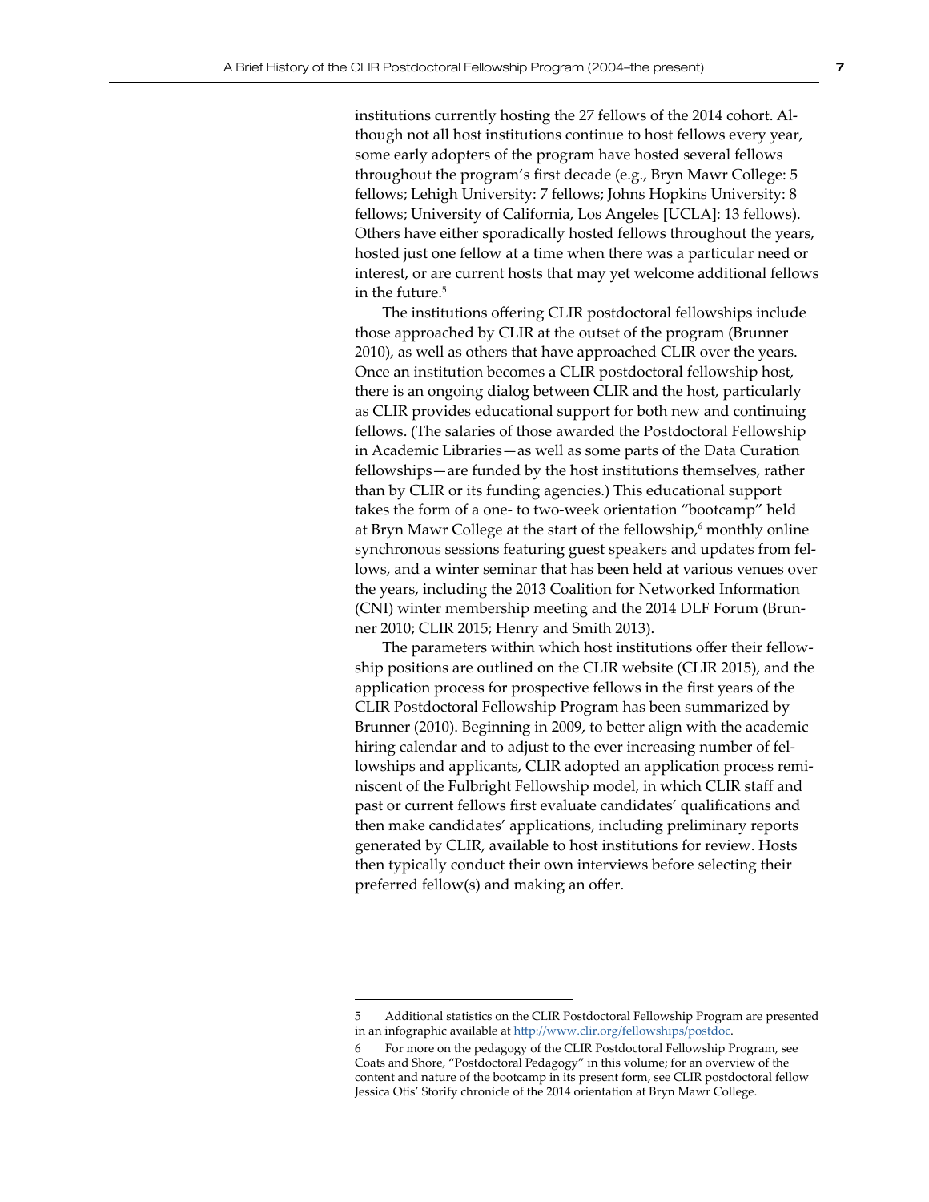institutions currently hosting the 27 fellows of the 2014 cohort. Although not all host institutions continue to host fellows every year, some early adopters of the program have hosted several fellows throughout the program's first decade (e.g., Bryn Mawr College: 5 fellows; Lehigh University: 7 fellows; Johns Hopkins University: 8 fellows; University of California, Los Angeles [UCLA]: 13 fellows). Others have either sporadically hosted fellows throughout the years, hosted just one fellow at a time when there was a particular need or interest, or are current hosts that may yet welcome additional fellows in the future.[5]

The institutions offering CLIR postdoctoral fellowships include those approached by CLIR at the outset of the program (Brunner 2010), as well as others that have approached CLIR over the years. Once an institution becomes a CLIR postdoctoral fellowship host, there is an ongoing dialog between CLIR and the host, particularly as CLIR provides educational support for both new and continuing fellows. (The salaries of those awarded the Postdoctoral Fellowship in Academic Libraries—as well as some parts of the Data Curation fellowships—are funded by the host institutions themselves, rather than by CLIR or its funding agencies.) This educational support takes the form of a one- to two-week orientation "bootcamp" held at Bryn Mawr College at the start of the fellowship,[6] monthly online synchronous sessions featuring guest speakers and updates from fellows, and a winter seminar that has been held at various venues over the years, including the 2013 Coalition for Networked Information (CNI) winter membership meeting and the 2014 DLF Forum (Brunner 2010; CLIR 2015; Henry and Smith 2013).

The parameters within which host institutions offer their fellowship positions are outlined on the CLIR website (CLIR 2015), and the application process for prospective fellows in the first years of the CLIR Postdoctoral Fellowship Program has been summarized by Brunner (2010). Beginning in 2009, to better align with the academic hiring calendar and to adjust to the ever increasing number of fellowships and applicants, CLIR adopted an application process reminiscent of the Fulbright Fellowship model, in which CLIR staff and past or current fellows first evaluate candidates' qualifications and then make candidates' applications, including preliminary reports generated by CLIR, available to host institutions for review. Hosts then typically conduct their own interviews before selecting their preferred fellow(s) and making an offer.

---

5 Additional statistics on the CLIR Postdoctoral Fellowship Program are presented in an infographic available at http://www.clir.org/fellowships/postdoc.

6 For more on the pedagogy of the CLIR Postdoctoral Fellowship Program, see Coats and Shore, "Postdoctoral Pedagogy" in this volume; for an overview of the content and nature of the bootcamp in its present form, see CLIR postdoctoral fellow Jessica Otis' Storify chronicle of the 2014 orientation at Bryn Mawr College.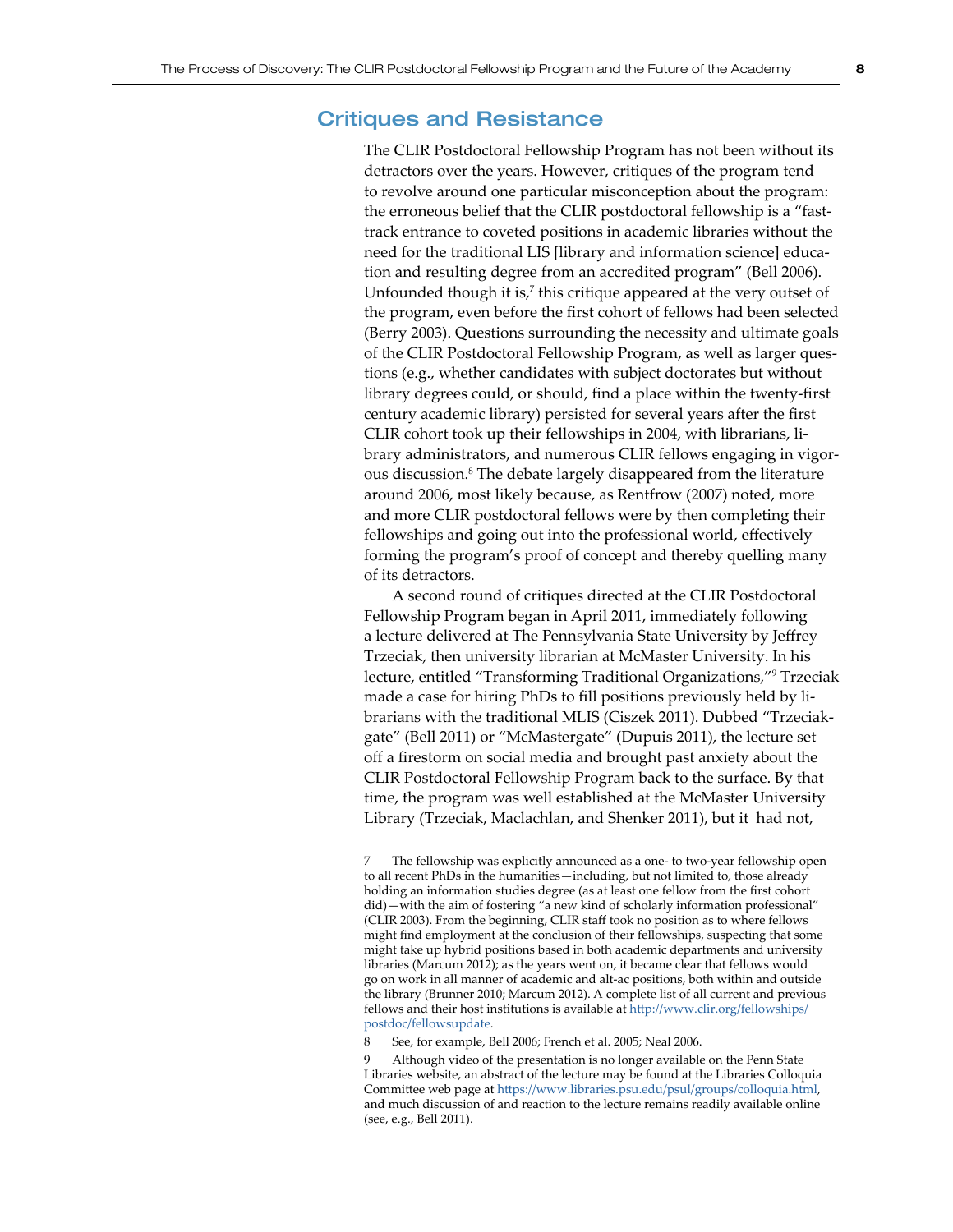## Critiques and Resistance

The CLIR Postdoctoral Fellowship Program has not been without its detractors over the years. However, critiques of the program tend to revolve around one particular misconception about the program: the erroneous belief that the CLIR postdoctoral fellowship is a "fast-track entrance to coveted positions in academic libraries without the need for the traditional LIS [library and information science] education and resulting degree from an accredited program" (Bell 2006). Unfounded though it is,[7] this critique appeared at the very outset of the program, even before the first cohort of fellows had been selected (Berry 2003). Questions surrounding the necessity and ultimate goals of the CLIR Postdoctoral Fellowship Program, as well as larger questions (e.g., whether candidates with subject doctorates but without library degrees could, or should, find a place within the twenty-first century academic library) persisted for several years after the first CLIR cohort took up their fellowships in 2004, with librarians, library administrators, and numerous CLIR fellows engaging in vigorous discussion.[8] The debate largely disappeared from the literature around 2006, most likely because, as Rentfrow (2007) noted, more and more CLIR postdoctoral fellows were by then completing their fellowships and going out into the professional world, effectively forming the program's proof of concept and thereby quelling many of its detractors.

A second round of critiques directed at the CLIR Postdoctoral Fellowship Program began in April 2011, immediately following a lecture delivered at The Pennsylvania State University by Jeffrey Trzeciak, then university librarian at McMaster University. In his lecture, entitled "Transforming Traditional Organizations,"[9] Trzeciak made a case for hiring PhDs to fill positions previously held by librarians with the traditional MLIS (Ciszek 2011). Dubbed "Trzeciak-gate" (Bell 2011) or "McMastergate" (Dupuis 2011), the lecture set off a firestorm on social media and brought past anxiety about the CLIR Postdoctoral Fellowship Program back to the surface. By that time, the program was well established at the McMaster University Library (Trzeciak, Maclachlan, and Shenker 2011), but it had not,

---

7 The fellowship was explicitly announced as a one- to two-year fellowship open to all recent PhDs in the humanities—including, but not limited to, those already holding an information studies degree (as at least one fellow from the first cohort did)—with the aim of fostering "a new kind of scholarly information professional" (CLIR 2003). From the beginning, CLIR staff took no position as to where fellows might find employment at the conclusion of their fellowships, suspecting that some might take up hybrid positions based in both academic departments and university libraries (Marcum 2012); as the years went on, it became clear that fellows would go on work in all manner of academic and alt-ac positions, both within and outside the library (Brunner 2010; Marcum 2012). A complete list of all current and previous fellows and their host institutions is available at http://www.clir.org/fellowships/postdoc/fellowsupdate.

8 See, for example, Bell 2006; French et al. 2005; Neal 2006.

9 Although video of the presentation is no longer available on the Penn State Libraries website, an abstract of the lecture may be found at the Libraries Colloquia Committee web page at https://www.libraries.psu.edu/psul/groups/colloquia.html, and much discussion of and reaction to the lecture remains readily available online (see, e.g., Bell 2011).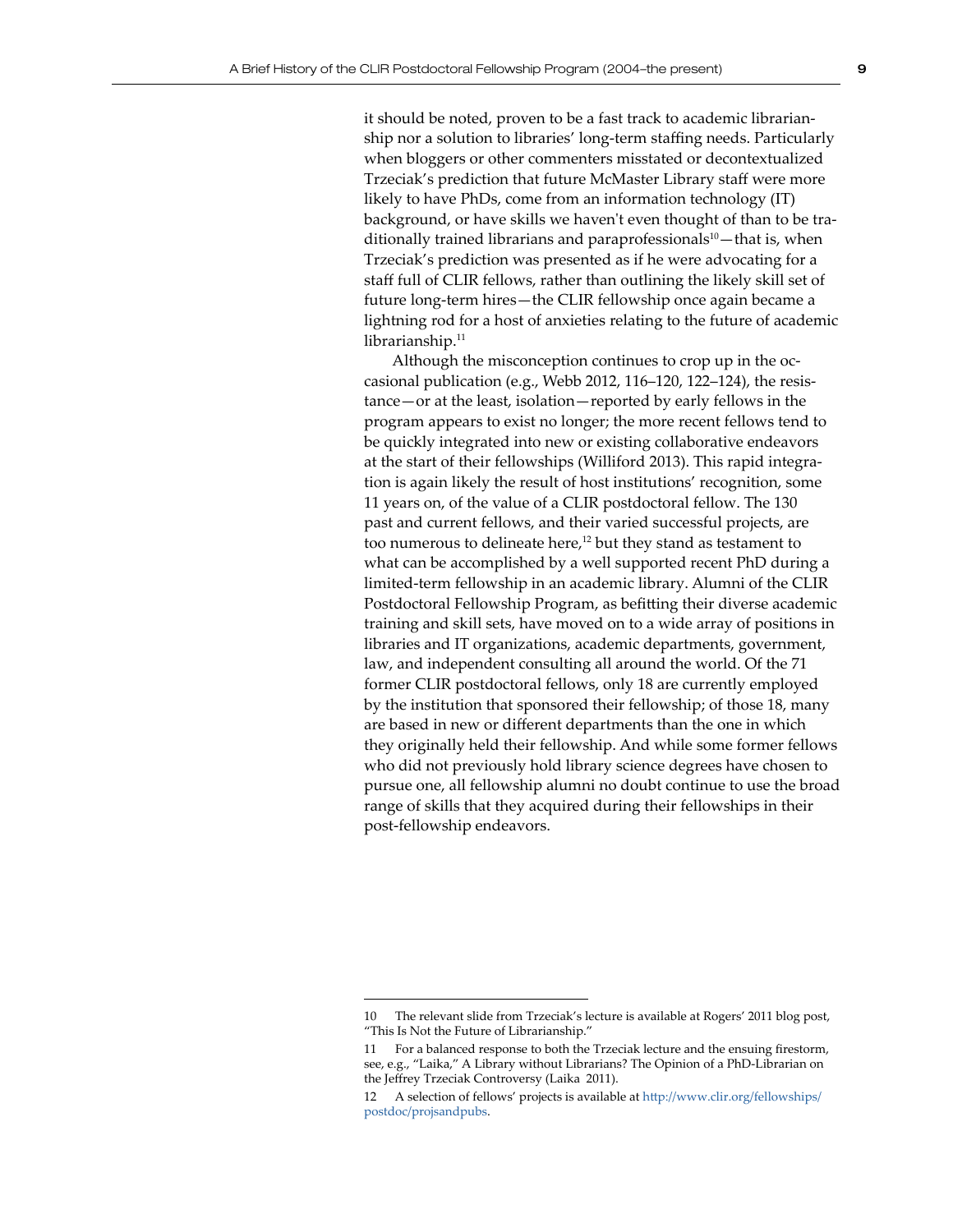it should be noted, proven to be a fast track to academic librarianship nor a solution to libraries' long-term staffing needs. Particularly when bloggers or other commenters misstated or decontextualized Trzeciak's prediction that future McMaster Library staff were more likely to have PhDs, come from an information technology (IT) background, or have skills we haven't even thought of than to be traditionally trained librarians and paraprofessionals[10]—that is, when Trzeciak's prediction was presented as if he were advocating for a staff full of CLIR fellows, rather than outlining the likely skill set of future long-term hires—the CLIR fellowship once again became a lightning rod for a host of anxieties relating to the future of academic librarianship.[11]

Although the misconception continues to crop up in the occasional publication (e.g., Webb 2012, 116–120, 122–124), the resistance—or at the least, isolation—reported by early fellows in the program appears to exist no longer; the more recent fellows tend to be quickly integrated into new or existing collaborative endeavors at the start of their fellowships (Williford 2013). This rapid integration is again likely the result of host institutions' recognition, some 11 years on, of the value of a CLIR postdoctoral fellow. The 130 past and current fellows, and their varied successful projects, are too numerous to delineate here,[12] but they stand as testament to what can be accomplished by a well supported recent PhD during a limited-term fellowship in an academic library. Alumni of the CLIR Postdoctoral Fellowship Program, as befitting their diverse academic training and skill sets, have moved on to a wide array of positions in libraries and IT organizations, academic departments, government, law, and independent consulting all around the world. Of the 71 former CLIR postdoctoral fellows, only 18 are currently employed by the institution that sponsored their fellowship; of those 18, many are based in new or different departments than the one in which they originally held their fellowship. And while some former fellows who did not previously hold library science degrees have chosen to pursue one, all fellowship alumni no doubt continue to use the broad range of skills that they acquired during their fellowships in their post-fellowship endeavors.

---

10 The relevant slide from Trzeciak's lecture is available at Rogers' 2011 blog post, "This Is Not the Future of Librarianship."

11 For a balanced response to both the Trzeciak lecture and the ensuing firestorm, see, e.g., "Laika," A Library without Librarians? The Opinion of a PhD-Librarian on the Jeffrey Trzeciak Controversy (Laika 2011).

12 A selection of fellows' projects is available at http://www.clir.org/fellowships/postdoc/projsandpubs.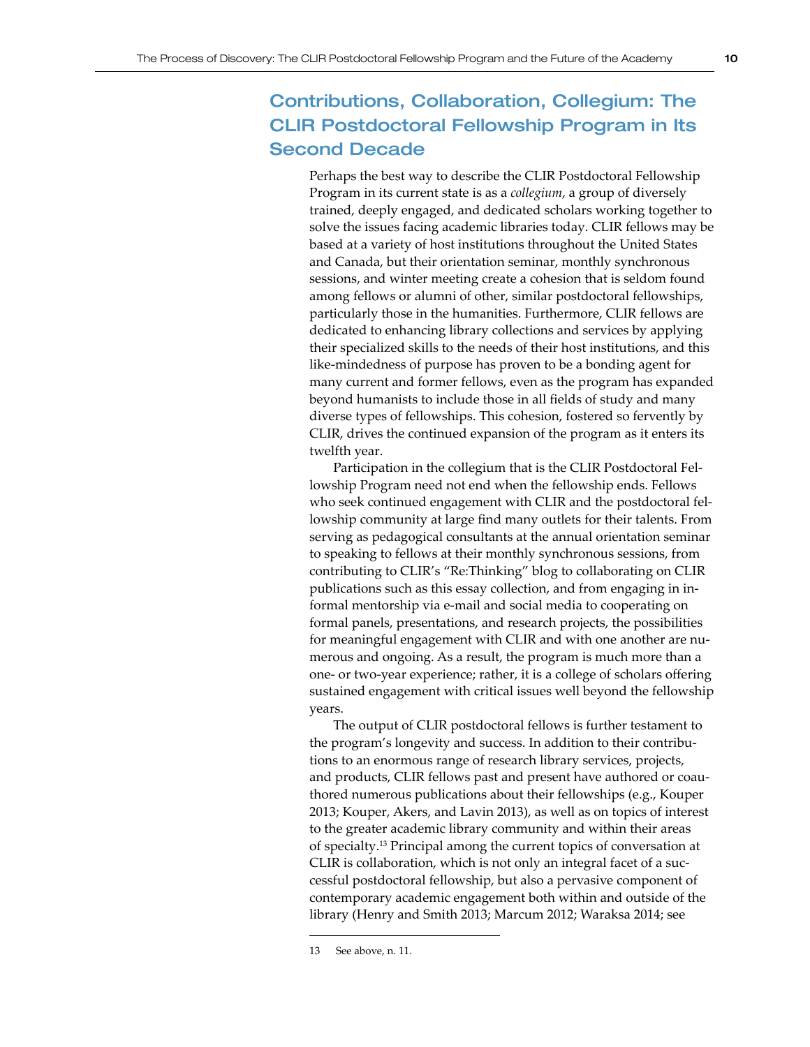## Contributions, Collaboration, Collegium: The CLIR Postdoctoral Fellowship Program in Its Second Decade

Perhaps the best way to describe the CLIR Postdoctoral Fellowship Program in its current state is as a *collegium*, a group of diversely trained, deeply engaged, and dedicated scholars working together to solve the issues facing academic libraries today. CLIR fellows may be based at a variety of host institutions throughout the United States and Canada, but their orientation seminar, monthly synchronous sessions, and winter meeting create a cohesion that is seldom found among fellows or alumni of other, similar postdoctoral fellowships, particularly those in the humanities. Furthermore, CLIR fellows are dedicated to enhancing library collections and services by applying their specialized skills to the needs of their host institutions, and this like-mindedness of purpose has proven to be a bonding agent for many current and former fellows, even as the program has expanded beyond humanists to include those in all fields of study and many diverse types of fellowships. This cohesion, fostered so fervently by CLIR, drives the continued expansion of the program as it enters its twelfth year.

Participation in the collegium that is the CLIR Postdoctoral Fellowship Program need not end when the fellowship ends. Fellows who seek continued engagement with CLIR and the postdoctoral fellowship community at large find many outlets for their talents. From serving as pedagogical consultants at the annual orientation seminar to speaking to fellows at their monthly synchronous sessions, from contributing to CLIR's "Re:Thinking" blog to collaborating on CLIR publications such as this essay collection, and from engaging in informal mentorship via e-mail and social media to cooperating on formal panels, presentations, and research projects, the possibilities for meaningful engagement with CLIR and with one another are numerous and ongoing. As a result, the program is much more than a one- or two-year experience; rather, it is a college of scholars offering sustained engagement with critical issues well beyond the fellowship years.

The output of CLIR postdoctoral fellows is further testament to the program's longevity and success. In addition to their contributions to an enormous range of research library services, projects, and products, CLIR fellows past and present have authored or coauthored numerous publications about their fellowships (e.g., Kouper 2013; Kouper, Akers, and Lavin 2013), as well as on topics of interest to the greater academic library community and within their areas of specialty.[13] Principal among the current topics of conversation at CLIR is collaboration, which is not only an integral facet of a successful postdoctoral fellowship, but also a pervasive component of contemporary academic engagement both within and outside of the library (Henry and Smith 2013; Marcum 2012; Waraksa 2014; see

---

13 See above, n. 11.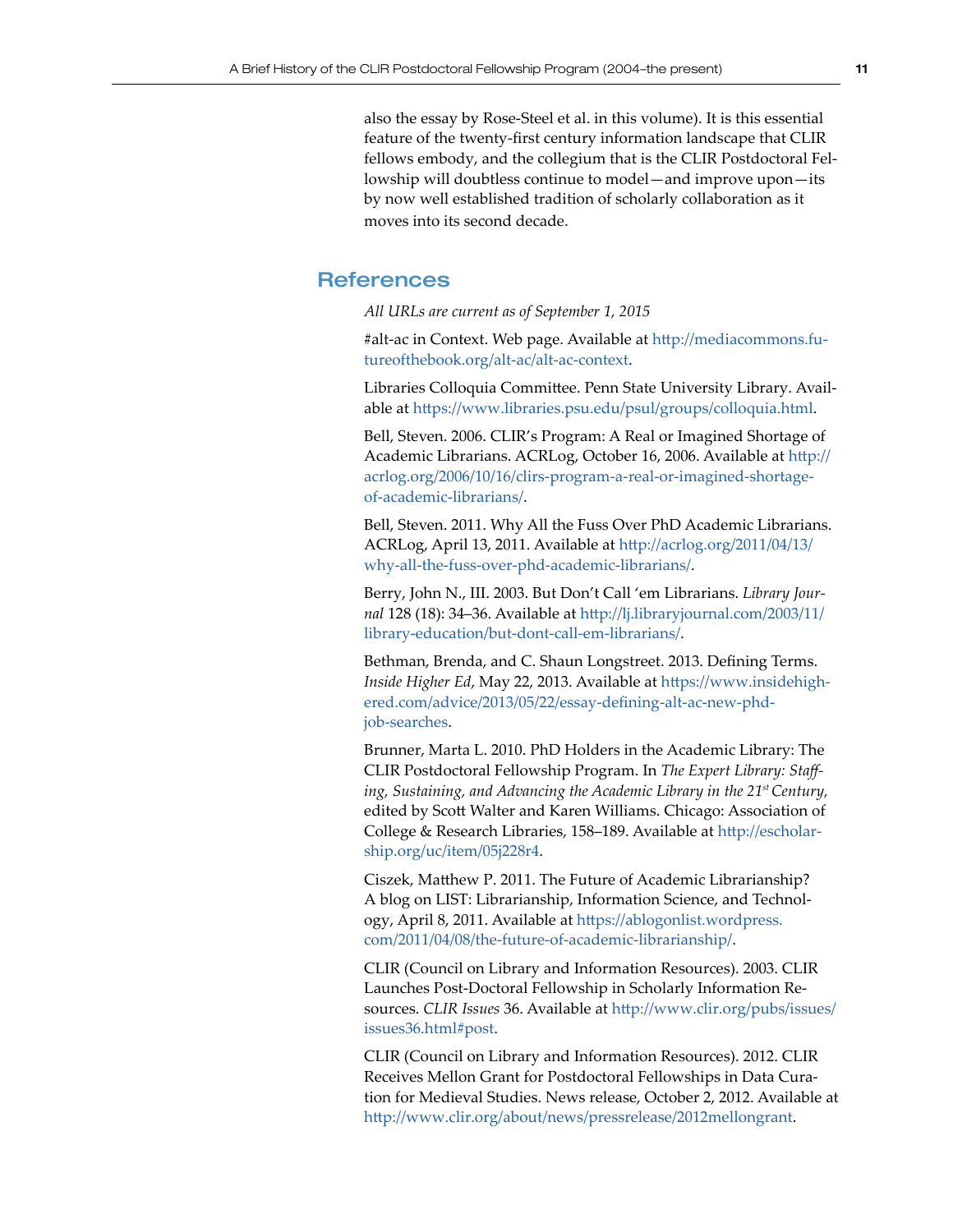also the essay by Rose-Steel et al. in this volume). It is this essential feature of the twenty-first century information landscape that CLIR fellows embody, and the collegium that is the CLIR Postdoctoral Fellowship will doubtless continue to model—and improve upon—its by now well established tradition of scholarly collaboration as it moves into its second decade.

## References

*All URLs are current as of September 1, 2015*

#alt-ac in Context. Web page. Available at http://mediacommons.futureofthebook.org/alt-ac/alt-ac-context.

Libraries Colloquia Committee. Penn State University Library. Available at https://www.libraries.psu.edu/psul/groups/colloquia.html.

Bell, Steven. 2006. CLIR's Program: A Real or Imagined Shortage of Academic Librarians. ACRLog, October 16, 2006. Available at http://acrlog.org/2006/10/16/clirs-program-a-real-or-imagined-shortage-of-academic-librarians/.

Bell, Steven. 2011. Why All the Fuss Over PhD Academic Librarians. ACRLog, April 13, 2011. Available at http://acrlog.org/2011/04/13/why-all-the-fuss-over-phd-academic-librarians/.

Berry, John N., III. 2003. But Don't Call 'em Librarians. *Library Journal* 128 (18): 34–36. Available at http://lj.libraryjournal.com/2003/11/library-education/but-dont-call-em-librarians/.

Bethman, Brenda, and C. Shaun Longstreet. 2013. Defining Terms. *Inside Higher Ed*, May 22, 2013. Available at https://www.insidehighered.com/advice/2013/05/22/essay-defining-alt-ac-new-phd-job-searches.

Brunner, Marta L. 2010. PhD Holders in the Academic Library: The CLIR Postdoctoral Fellowship Program. In *The Expert Library: Staffing, Sustaining, and Advancing the Academic Library in the 21st Century*, edited by Scott Walter and Karen Williams. Chicago: Association of College & Research Libraries, 158–189. Available at http://escholarship.org/uc/item/05j228r4.

Ciszek, Matthew P. 2011. The Future of Academic Librarianship? A blog on LIST: Librarianship, Information Science, and Technology, April 8, 2011. Available at https://ablogonlist.wordpress.com/2011/04/08/the-future-of-academic-librarianship/.

CLIR (Council on Library and Information Resources). 2003. CLIR Launches Post-Doctoral Fellowship in Scholarly Information Resources. *CLIR Issues* 36. Available at http://www.clir.org/pubs/issues/issues36.html#post.

CLIR (Council on Library and Information Resources). 2012. CLIR Receives Mellon Grant for Postdoctoral Fellowships in Data Curation for Medieval Studies. News release, October 2, 2012. Available at http://www.clir.org/about/news/pressrelease/2012mellongrant.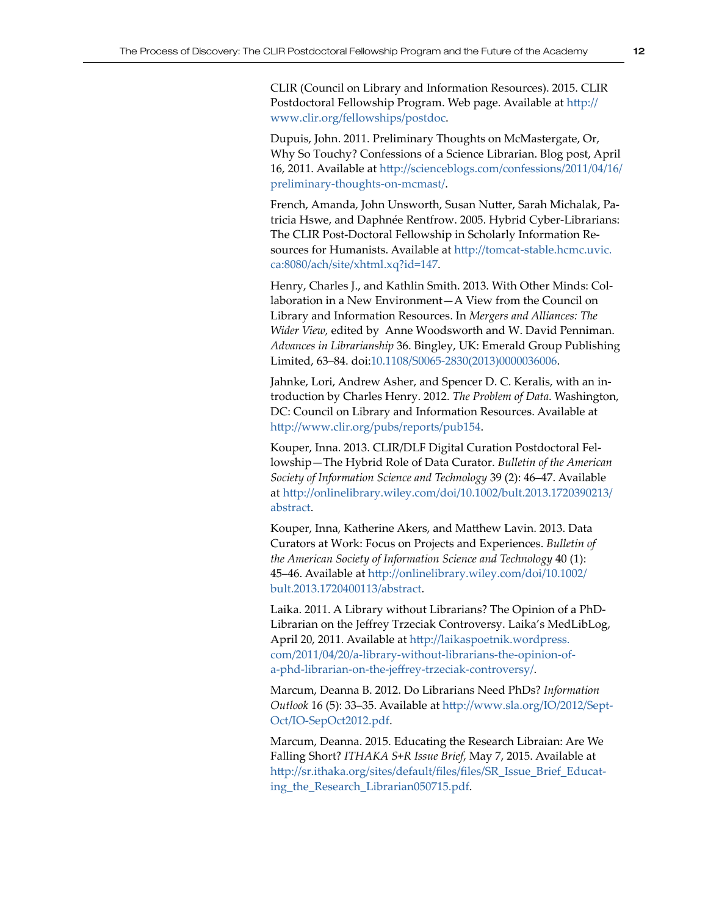CLIR (Council on Library and Information Resources). 2015. CLIR Postdoctoral Fellowship Program. Web page. Available at http://www.clir.org/fellowships/postdoc.

Dupuis, John. 2011. Preliminary Thoughts on McMastergate, Or, Why So Touchy? Confessions of a Science Librarian. Blog post, April 16, 2011. Available at http://scienceblogs.com/confessions/2011/04/16/preliminary-thoughts-on-mcmast/.

French, Amanda, John Unsworth, Susan Nutter, Sarah Michalak, Patricia Hswe, and Daphnée Rentfrow. 2005. Hybrid Cyber-Librarians: The CLIR Post-Doctoral Fellowship in Scholarly Information Resources for Humanists. Available at http://tomcat-stable.hcmc.uvic.ca:8080/ach/site/xhtml.xq?id=147.

Henry, Charles J., and Kathlin Smith. 2013. With Other Minds: Collaboration in a New Environment—A View from the Council on Library and Information Resources. In *Mergers and Alliances: The Wider View*, edited by Anne Woodsworth and W. David Penniman. *Advances in Librarianship* 36. Bingley, UK: Emerald Group Publishing Limited, 63–84. doi:10.1108/S0065-2830(2013)0000036006.

Jahnke, Lori, Andrew Asher, and Spencer D. C. Keralis, with an introduction by Charles Henry. 2012. *The Problem of Data*. Washington, DC: Council on Library and Information Resources. Available at http://www.clir.org/pubs/reports/pub154.

Kouper, Inna. 2013. CLIR/DLF Digital Curation Postdoctoral Fellowship—The Hybrid Role of Data Curator. *Bulletin of the American Society of Information Science and Technology* 39 (2): 46–47. Available at http://onlinelibrary.wiley.com/doi/10.1002/bult.2013.1720390213/abstract.

Kouper, Inna, Katherine Akers, and Matthew Lavin. 2013. Data Curators at Work: Focus on Projects and Experiences. *Bulletin of the American Society of Information Science and Technology* 40 (1): 45–46. Available at http://onlinelibrary.wiley.com/doi/10.1002/bult.2013.1720400113/abstract.

Laika. 2011. A Library without Librarians? The Opinion of a PhD-Librarian on the Jeffrey Trzeciak Controversy. Laika's MedLibLog, April 20, 2011. Available at http://laikaspoetnik.wordpress.com/2011/04/20/a-library-without-librarians-the-opinion-of-a-phd-librarian-on-the-jeffrey-trzeciak-controversy/.

Marcum, Deanna B. 2012. Do Librarians Need PhDs? *Information Outlook* 16 (5): 33–35. Available at http://www.sla.org/IO/2012/Sept-Oct/IO-SepOct2012.pdf.

Marcum, Deanna. 2015. Educating the Research Libraian: Are We Falling Short? *ITHAKA S+R Issue Brief*, May 7, 2015. Available at http://sr.ithaka.org/sites/default/files/files/SR_Issue_Brief_Educating_the_Research_Librarian050715.pdf.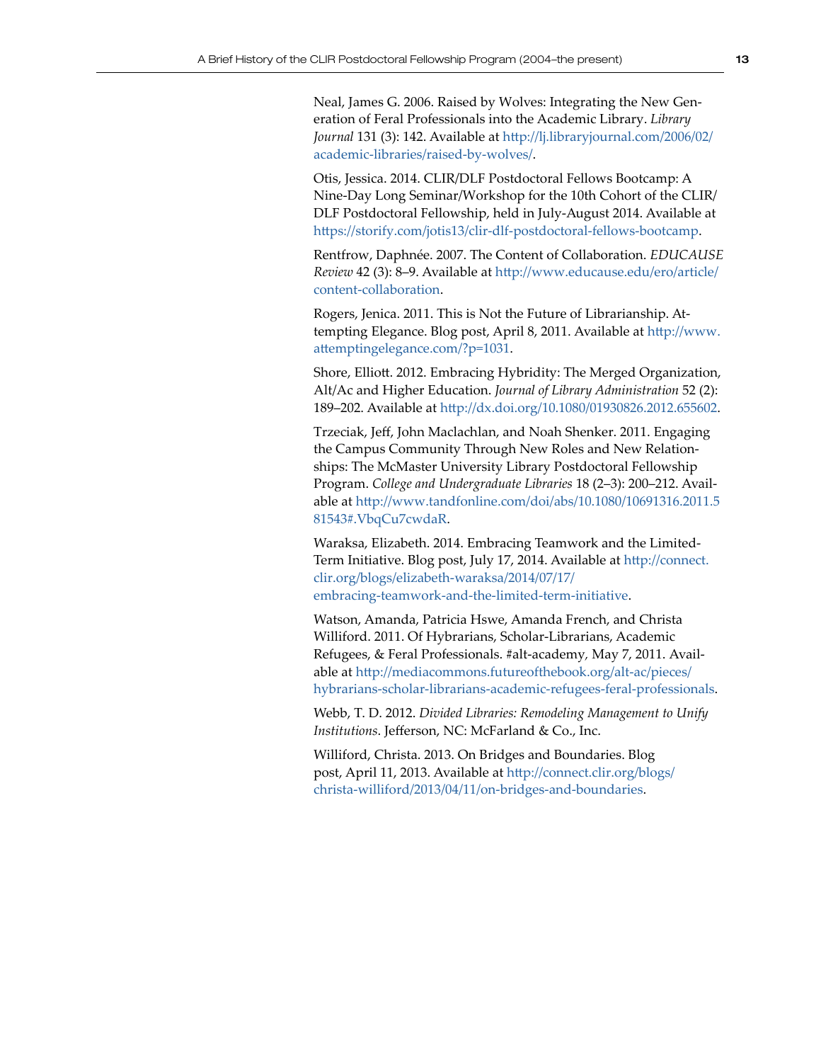Neal, James G. 2006. Raised by Wolves: Integrating the New Generation of Feral Professionals into the Academic Library. *Library Journal* 131 (3): 142. Available at http://lj.libraryjournal.com/2006/02/academic-libraries/raised-by-wolves/.

Otis, Jessica. 2014. CLIR/DLF Postdoctoral Fellows Bootcamp: A Nine-Day Long Seminar/Workshop for the 10th Cohort of the CLIR/DLF Postdoctoral Fellowship, held in July-August 2014. Available at https://storify.com/jotis13/clir-dlf-postdoctoral-fellows-bootcamp.

Rentfrow, Daphnée. 2007. The Content of Collaboration. *EDUCAUSE Review* 42 (3): 8–9. Available at http://www.educause.edu/ero/article/content-collaboration.

Rogers, Jenica. 2011. This is Not the Future of Librarianship. Attempting Elegance. Blog post, April 8, 2011. Available at http://www.attemptingelegance.com/?p=1031.

Shore, Elliott. 2012. Embracing Hybridity: The Merged Organization, Alt/Ac and Higher Education. *Journal of Library Administration* 52 (2): 189–202. Available at http://dx.doi.org/10.1080/01930826.2012.655602.

Trzeciak, Jeff, John Maclachlan, and Noah Shenker. 2011. Engaging the Campus Community Through New Roles and New Relationships: The McMaster University Library Postdoctoral Fellowship Program. *College and Undergraduate Libraries* 18 (2–3): 200–212. Available at http://www.tandfonline.com/doi/abs/10.1080/10691316.2011.581543#.VbqCu7cwdaR.

Waraksa, Elizabeth. 2014. Embracing Teamwork and the Limited-Term Initiative. Blog post, July 17, 2014. Available at http://connect.clir.org/blogs/elizabeth-waraksa/2014/07/17/embracing-teamwork-and-the-limited-term-initiative.

Watson, Amanda, Patricia Hswe, Amanda French, and Christa Williford. 2011. Of Hybrarians, Scholar-Librarians, Academic Refugees, & Feral Professionals. #alt-academy, May 7, 2011. Available at http://mediacommons.futureofthebook.org/alt-ac/pieces/hybrarians-scholar-librarians-academic-refugees-feral-professionals.

Webb, T. D. 2012. *Divided Libraries: Remodeling Management to Unify Institutions*. Jefferson, NC: McFarland & Co., Inc.

Williford, Christa. 2013. On Bridges and Boundaries. Blog post, April 11, 2013. Available at http://connect.clir.org/blogs/christa-williford/2013/04/11/on-bridges-and-boundaries.